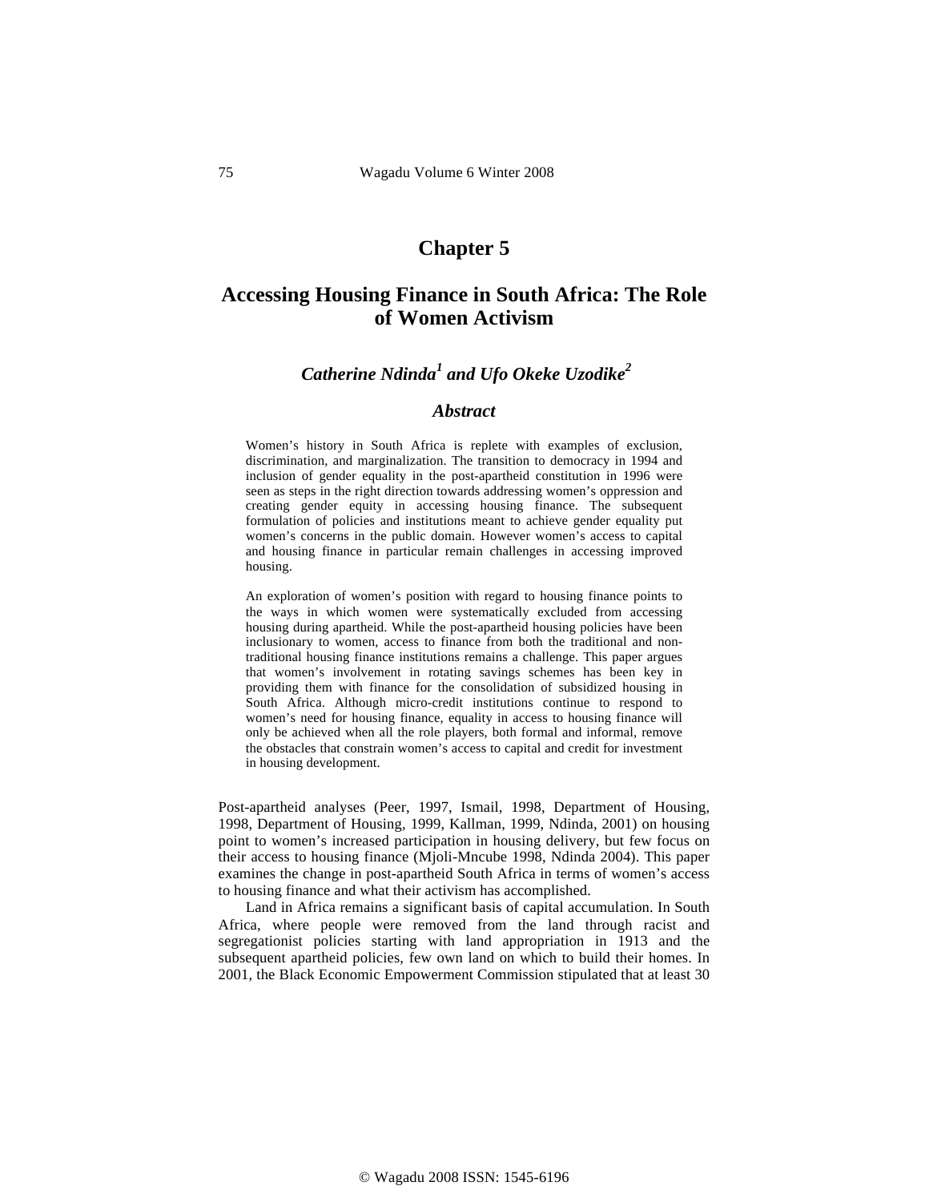# Chapter 5

## Accessing Housing Finance in South Africa: The Role of Women Activism

### *Catherine Ndinda[1] and Ufo Okeke Uzodike[2]*

### *Abstract*

Women's history in South Africa is replete with examples of exclusion, discrimination, and marginalization. The transition to democracy in 1994 and inclusion of gender equality in the post-apartheid constitution in 1996 were seen as steps in the right direction towards addressing women's oppression and creating gender equity in accessing housing finance. The subsequent formulation of policies and institutions meant to achieve gender equality put women's concerns in the public domain. However women's access to capital and housing finance in particular remain challenges in accessing improved housing.

An exploration of women's position with regard to housing finance points to the ways in which women were systematically excluded from accessing housing during apartheid. While the post-apartheid housing policies have been inclusionary to women, access to finance from both the traditional and non-traditional housing finance institutions remains a challenge. This paper argues that women's involvement in rotating savings schemes has been key in providing them with finance for the consolidation of subsidized housing in South Africa. Although micro-credit institutions continue to respond to women's need for housing finance, equality in access to housing finance will only be achieved when all the role players, both formal and informal, remove the obstacles that constrain women's access to capital and credit for investment in housing development.

Post-apartheid analyses (Peer, 1997, Ismail, 1998, Department of Housing, 1998, Department of Housing, 1999, Kallman, 1999, Ndinda, 2001) on housing point to women's increased participation in housing delivery, but few focus on their access to housing finance (Mjoli-Mncube 1998, Ndinda 2004). This paper examines the change in post-apartheid South Africa in terms of women's access to housing finance and what their activism has accomplished.

Land in Africa remains a significant basis of capital accumulation. In South Africa, where people were removed from the land through racist and segregationist policies starting with land appropriation in 1913 and the subsequent apartheid policies, few own land on which to build their homes. In 2001, the Black Economic Empowerment Commission stipulated that at least 30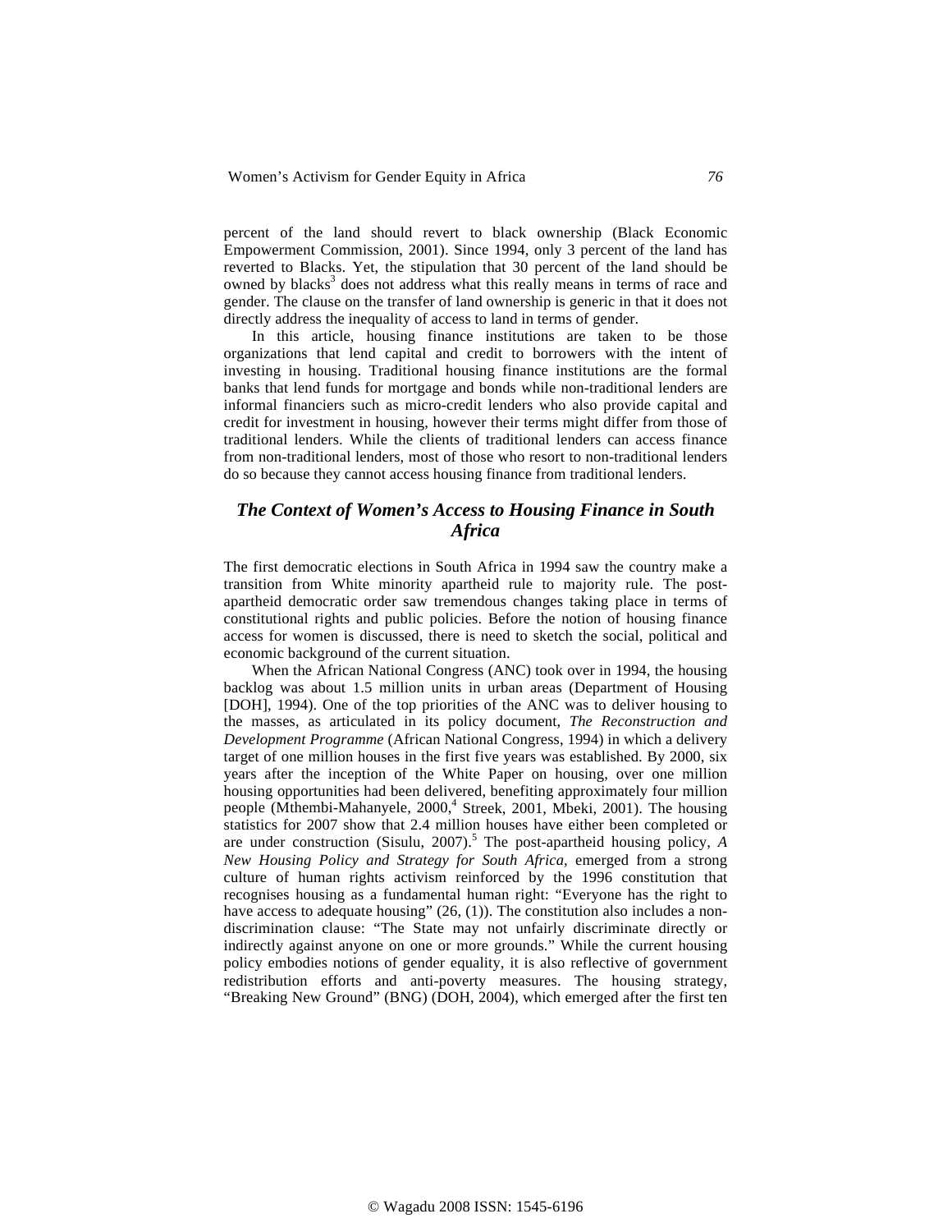percent of the land should revert to black ownership (Black Economic Empowerment Commission, 2001). Since 1994, only 3 percent of the land has reverted to Blacks. Yet, the stipulation that 30 percent of the land should be owned by blacks[3] does not address what this really means in terms of race and gender. The clause on the transfer of land ownership is generic in that it does not directly address the inequality of access to land in terms of gender.

In this article, housing finance institutions are taken to be those organizations that lend capital and credit to borrowers with the intent of investing in housing. Traditional housing finance institutions are the formal banks that lend funds for mortgage and bonds while non-traditional lenders are informal financiers such as micro-credit lenders who also provide capital and credit for investment in housing, however their terms might differ from those of traditional lenders. While the clients of traditional lenders can access finance from non-traditional lenders, most of those who resort to non-traditional lenders do so because they cannot access housing finance from traditional lenders.

## *The Context of Women's Access to Housing Finance in South Africa*

The first democratic elections in South Africa in 1994 saw the country make a transition from White minority apartheid rule to majority rule. The post-apartheid democratic order saw tremendous changes taking place in terms of constitutional rights and public policies. Before the notion of housing finance access for women is discussed, there is need to sketch the social, political and economic background of the current situation.

When the African National Congress (ANC) took over in 1994, the housing backlog was about 1.5 million units in urban areas (Department of Housing [DOH], 1994). One of the top priorities of the ANC was to deliver housing to the masses, as articulated in its policy document, *The Reconstruction and Development Programme* (African National Congress, 1994) in which a delivery target of one million houses in the first five years was established. By 2000, six years after the inception of the White Paper on housing, over one million housing opportunities had been delivered, benefiting approximately four million people (Mthembi-Mahanyele, 2000,[4] Streek, 2001, Mbeki, 2001). The housing statistics for 2007 show that 2.4 million houses have either been completed or are under construction (Sisulu, 2007).[5] The post-apartheid housing policy, *A New Housing Policy and Strategy for South Africa*, emerged from a strong culture of human rights activism reinforced by the 1996 constitution that recognises housing as a fundamental human right: "Everyone has the right to have access to adequate housing" (26, (1)). The constitution also includes a non-discrimination clause: "The State may not unfairly discriminate directly or indirectly against anyone on one or more grounds." While the current housing policy embodies notions of gender equality, it is also reflective of government redistribution efforts and anti-poverty measures. The housing strategy, "Breaking New Ground" (BNG) (DOH, 2004), which emerged after the first ten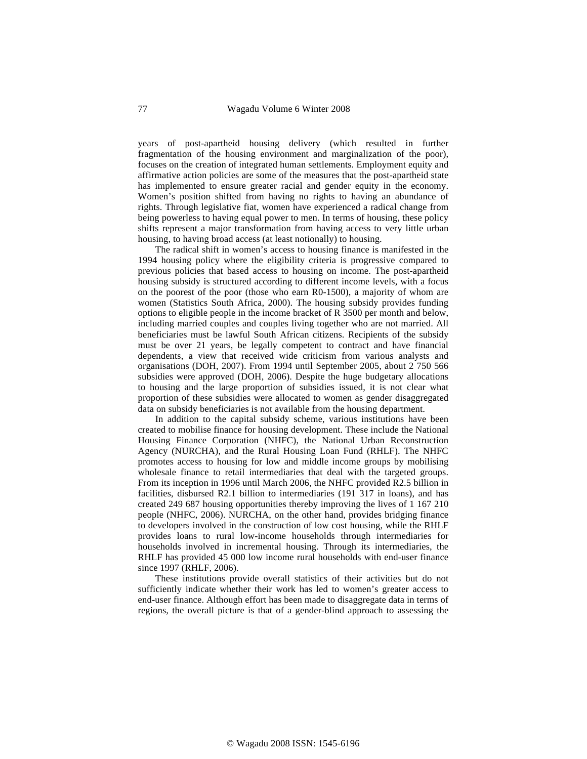years of post-apartheid housing delivery (which resulted in further fragmentation of the housing environment and marginalization of the poor), focuses on the creation of integrated human settlements. Employment equity and affirmative action policies are some of the measures that the post-apartheid state has implemented to ensure greater racial and gender equity in the economy. Women's position shifted from having no rights to having an abundance of rights. Through legislative fiat, women have experienced a radical change from being powerless to having equal power to men. In terms of housing, these policy shifts represent a major transformation from having access to very little urban housing, to having broad access (at least notionally) to housing.

The radical shift in women's access to housing finance is manifested in the 1994 housing policy where the eligibility criteria is progressive compared to previous policies that based access to housing on income. The post-apartheid housing subsidy is structured according to different income levels, with a focus on the poorest of the poor (those who earn R0-1500), a majority of whom are women (Statistics South Africa, 2000). The housing subsidy provides funding options to eligible people in the income bracket of R 3500 per month and below, including married couples and couples living together who are not married. All beneficiaries must be lawful South African citizens. Recipients of the subsidy must be over 21 years, be legally competent to contract and have financial dependents, a view that received wide criticism from various analysts and organisations (DOH, 2007). From 1994 until September 2005, about 2 750 566 subsidies were approved (DOH, 2006). Despite the huge budgetary allocations to housing and the large proportion of subsidies issued, it is not clear what proportion of these subsidies were allocated to women as gender disaggregated data on subsidy beneficiaries is not available from the housing department.

In addition to the capital subsidy scheme, various institutions have been created to mobilise finance for housing development. These include the National Housing Finance Corporation (NHFC), the National Urban Reconstruction Agency (NURCHA), and the Rural Housing Loan Fund (RHLF). The NHFC promotes access to housing for low and middle income groups by mobilising wholesale finance to retail intermediaries that deal with the targeted groups. From its inception in 1996 until March 2006, the NHFC provided R2.5 billion in facilities, disbursed R2.1 billion to intermediaries (191 317 in loans), and has created 249 687 housing opportunities thereby improving the lives of 1 167 210 people (NHFC, 2006). NURCHA, on the other hand, provides bridging finance to developers involved in the construction of low cost housing, while the RHLF provides loans to rural low-income households through intermediaries for households involved in incremental housing. Through its intermediaries, the RHLF has provided 45 000 low income rural households with end-user finance since 1997 (RHLF, 2006).

These institutions provide overall statistics of their activities but do not sufficiently indicate whether their work has led to women's greater access to end-user finance. Although effort has been made to disaggregate data in terms of regions, the overall picture is that of a gender-blind approach to assessing the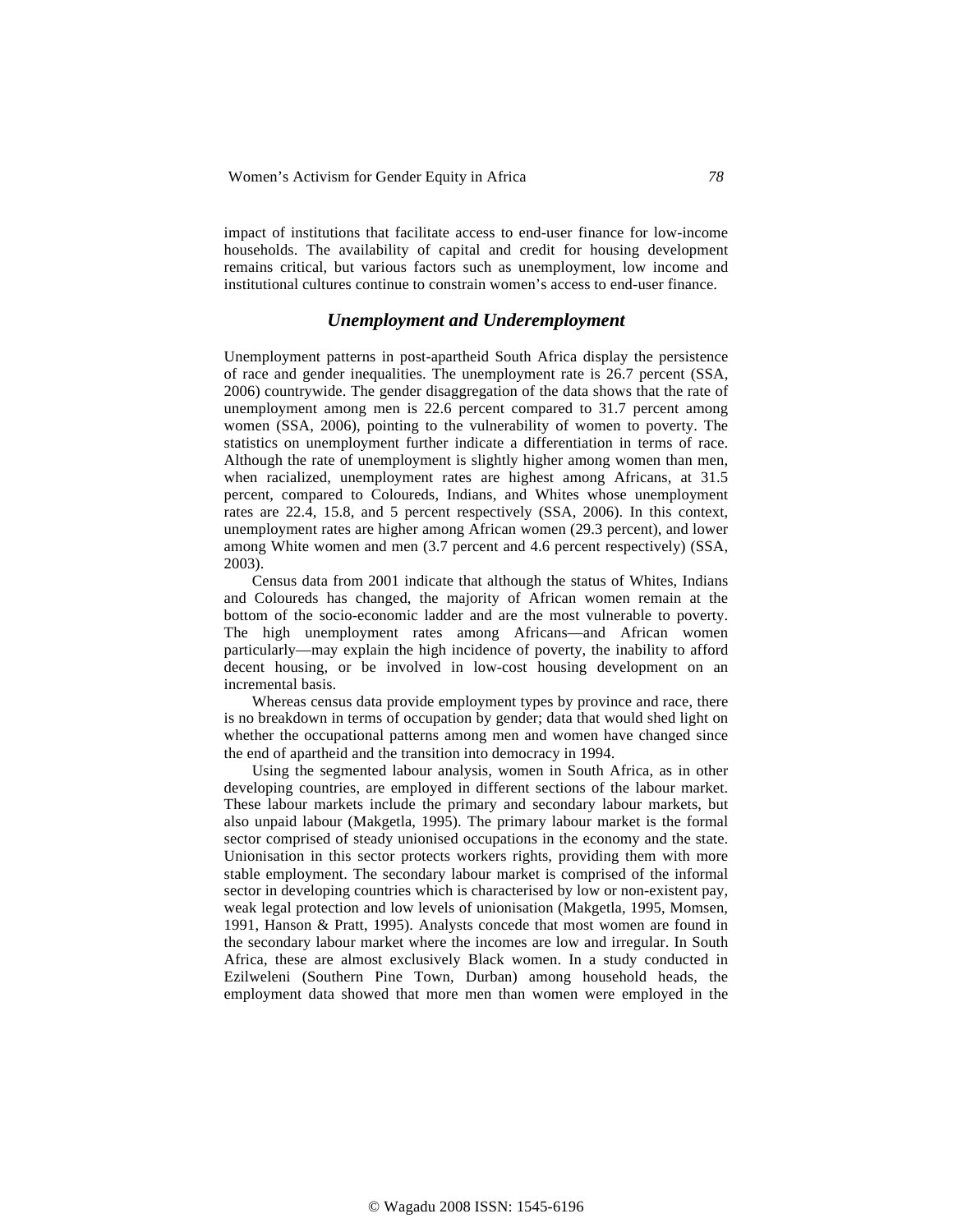impact of institutions that facilitate access to end-user finance for low-income households. The availability of capital and credit for housing development remains critical, but various factors such as unemployment, low income and institutional cultures continue to constrain women's access to end-user finance.

## *Unemployment and Underemployment*

Unemployment patterns in post-apartheid South Africa display the persistence of race and gender inequalities. The unemployment rate is 26.7 percent (SSA, 2006) countrywide. The gender disaggregation of the data shows that the rate of unemployment among men is 22.6 percent compared to 31.7 percent among women (SSA, 2006), pointing to the vulnerability of women to poverty. The statistics on unemployment further indicate a differentiation in terms of race. Although the rate of unemployment is slightly higher among women than men, when racialized, unemployment rates are highest among Africans, at 31.5 percent, compared to Coloureds, Indians, and Whites whose unemployment rates are 22.4, 15.8, and 5 percent respectively (SSA, 2006). In this context, unemployment rates are higher among African women (29.3 percent), and lower among White women and men (3.7 percent and 4.6 percent respectively) (SSA, 2003).

Census data from 2001 indicate that although the status of Whites, Indians and Coloureds has changed, the majority of African women remain at the bottom of the socio-economic ladder and are the most vulnerable to poverty. The high unemployment rates among Africans—and African women particularly—may explain the high incidence of poverty, the inability to afford decent housing, or be involved in low-cost housing development on an incremental basis.

Whereas census data provide employment types by province and race, there is no breakdown in terms of occupation by gender; data that would shed light on whether the occupational patterns among men and women have changed since the end of apartheid and the transition into democracy in 1994.

Using the segmented labour analysis, women in South Africa, as in other developing countries, are employed in different sections of the labour market. These labour markets include the primary and secondary labour markets, but also unpaid labour (Makgetla, 1995). The primary labour market is the formal sector comprised of steady unionised occupations in the economy and the state. Unionisation in this sector protects workers rights, providing them with more stable employment. The secondary labour market is comprised of the informal sector in developing countries which is characterised by low or non-existent pay, weak legal protection and low levels of unionisation (Makgetla, 1995, Momsen, 1991, Hanson & Pratt, 1995). Analysts concede that most women are found in the secondary labour market where the incomes are low and irregular. In South Africa, these are almost exclusively Black women. In a study conducted in Ezilweleni (Southern Pine Town, Durban) among household heads, the employment data showed that more men than women were employed in the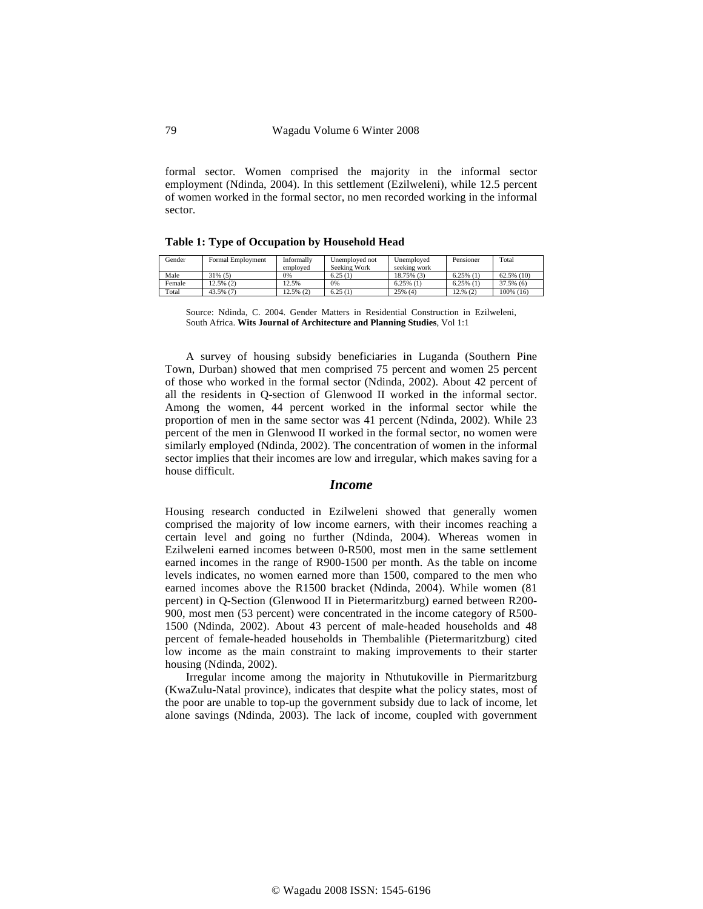formal sector. Women comprised the majority in the informal sector employment (Ndinda, 2004). In this settlement (Ezilweleni), while 12.5 percent of women worked in the formal sector, no men recorded working in the informal sector.

**Table 1: Type of Occupation by Household Head**

| Gender | Formal Employment | Informally employed | Unemployed not Seeking Work | Unemployed seeking work | Pensioner | Total |
|---|---|---|---|---|---|---|
| Male | 31% (5) | 0% | 6.25 (1) | 18.75% (3) | 6.25% (1) | 62.5% (10) |
| Female | 12.5% (2) | 12.5% | 0% | 6.25% (1) | 6.25% (1) | 37.5% (6) |
| Total | 43.5% (7) | 12.5% (2) | 6.25 (1) | 25% (4) | 12.% (2) | 100% (16) |

Source: Ndinda, C. 2004. Gender Matters in Residential Construction in Ezilweleni, South Africa. **Wits Journal of Architecture and Planning Studies**, Vol 1:1

A survey of housing subsidy beneficiaries in Luganda (Southern Pine Town, Durban) showed that men comprised 75 percent and women 25 percent of those who worked in the formal sector (Ndinda, 2002). About 42 percent of all the residents in Q-section of Glenwood II worked in the informal sector. Among the women, 44 percent worked in the informal sector while the proportion of men in the same sector was 41 percent (Ndinda, 2002). While 23 percent of the men in Glenwood II worked in the formal sector, no women were similarly employed (Ndinda, 2002). The concentration of women in the informal sector implies that their incomes are low and irregular, which makes saving for a house difficult.

## *Income*

Housing research conducted in Ezilweleni showed that generally women comprised the majority of low income earners, with their incomes reaching a certain level and going no further (Ndinda, 2004). Whereas women in Ezilweleni earned incomes between 0-R500, most men in the same settlement earned incomes in the range of R900-1500 per month. As the table on income levels indicates, no women earned more than 1500, compared to the men who earned incomes above the R1500 bracket (Ndinda, 2004). While women (81 percent) in Q-Section (Glenwood II in Pietermaritzburg) earned between R200-900, most men (53 percent) were concentrated in the income category of R500-1500 (Ndinda, 2002). About 43 percent of male-headed households and 48 percent of female-headed households in Thembalihle (Pietermaritzburg) cited low income as the main constraint to making improvements to their starter housing (Ndinda, 2002).

Irregular income among the majority in Nthutukoville in Piermaritzburg (KwaZulu-Natal province), indicates that despite what the policy states, most of the poor are unable to top-up the government subsidy due to lack of income, let alone savings (Ndinda, 2003). The lack of income, coupled with government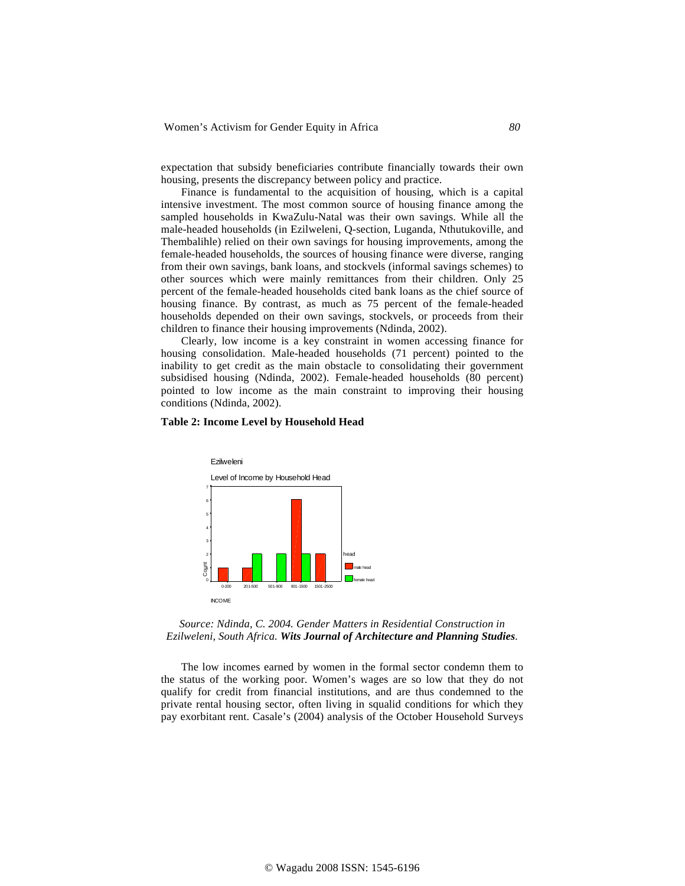expectation that subsidy beneficiaries contribute financially towards their own housing, presents the discrepancy between policy and practice.

Finance is fundamental to the acquisition of housing, which is a capital intensive investment. The most common source of housing finance among the sampled households in KwaZulu-Natal was their own savings. While all the male-headed households (in Ezilweleni, Q-section, Luganda, Nthutukoville, and Thembalihle) relied on their own savings for housing improvements, among the female-headed households, the sources of housing finance were diverse, ranging from their own savings, bank loans, and stockvels (informal savings schemes) to other sources which were mainly remittances from their children. Only 25 percent of the female-headed households cited bank loans as the chief source of housing finance. By contrast, as much as 75 percent of the female-headed households depended on their own savings, stockvels, or proceeds from their children to finance their housing improvements (Ndinda, 2002).

Clearly, low income is a key constraint in women accessing finance for housing consolidation. Male-headed households (71 percent) pointed to the inability to get credit as the main obstacle to consolidating their government subsidised housing (Ndinda, 2002). Female-headed households (80 percent) pointed to low income as the main constraint to improving their housing conditions (Ndinda, 2002).

**Table 2: Income Level by Household Head**

Ezilweleni

Level of Income by Household Head

| INCOME | male head (Count) | female head (Count) |
|---|---|---|
| 0-200 | 1 | 0 |
| 201-500 | 1 | 2 |
| 501-900 | 0 | 2 |
| 901-1500 | 6 | 2 |
| 1501-2500 | 2 | 0 |

*Source: Ndinda, C. 2004. Gender Matters in Residential Construction in Ezilweleni, South Africa.* ***Wits Journal of Architecture and Planning Studies****.*

The low incomes earned by women in the formal sector condemn them to the status of the working poor. Women's wages are so low that they do not qualify for credit from financial institutions, and are thus condemned to the private rental housing sector, often living in squalid conditions for which they pay exorbitant rent. Casale's (2004) analysis of the October Household Surveys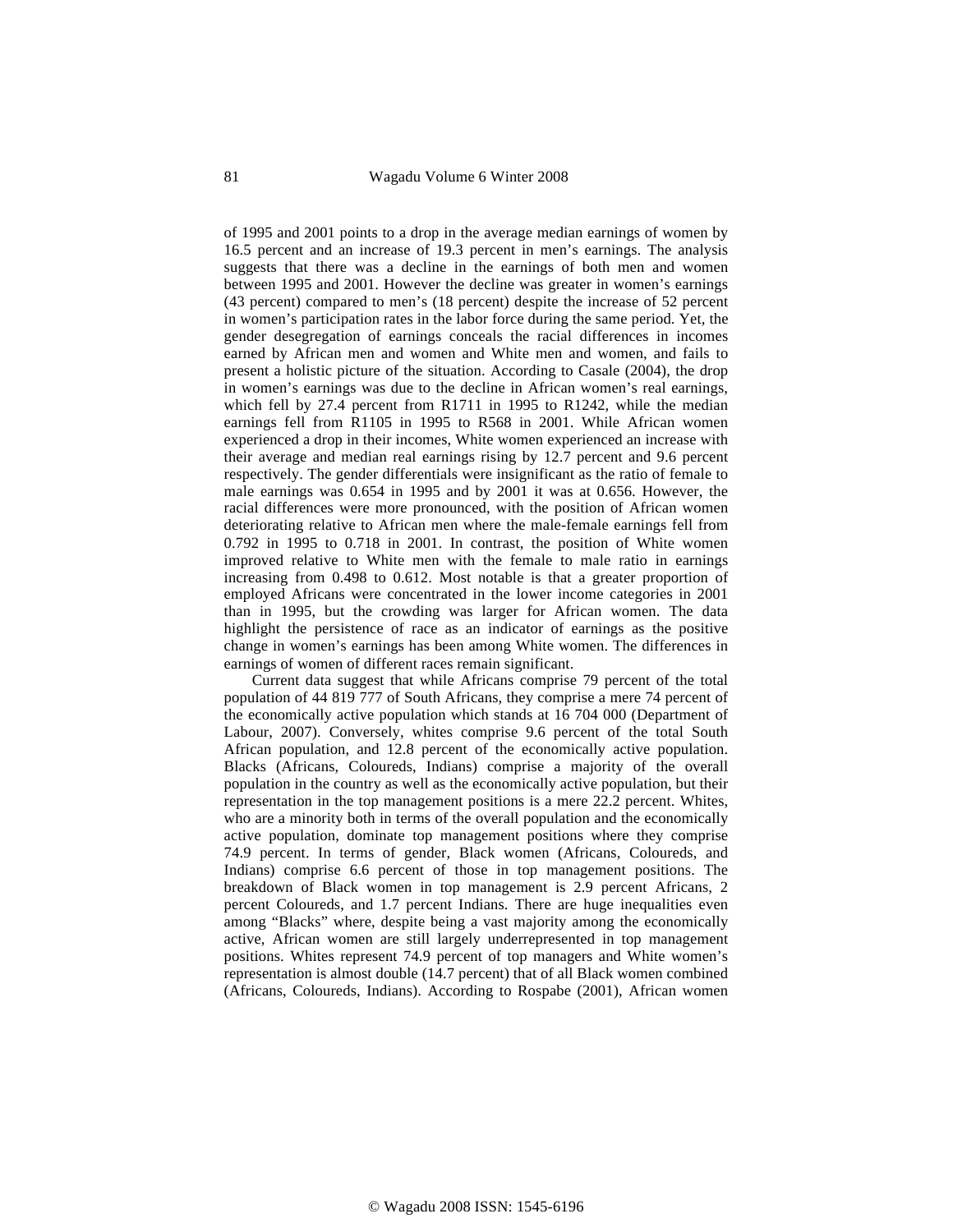of 1995 and 2001 points to a drop in the average median earnings of women by 16.5 percent and an increase of 19.3 percent in men's earnings. The analysis suggests that there was a decline in the earnings of both men and women between 1995 and 2001. However the decline was greater in women's earnings (43 percent) compared to men's (18 percent) despite the increase of 52 percent in women's participation rates in the labor force during the same period. Yet, the gender desegregation of earnings conceals the racial differences in incomes earned by African men and women and White men and women, and fails to present a holistic picture of the situation. According to Casale (2004), the drop in women's earnings was due to the decline in African women's real earnings, which fell by 27.4 percent from R1711 in 1995 to R1242, while the median earnings fell from R1105 in 1995 to R568 in 2001. While African women experienced a drop in their incomes, White women experienced an increase with their average and median real earnings rising by 12.7 percent and 9.6 percent respectively. The gender differentials were insignificant as the ratio of female to male earnings was 0.654 in 1995 and by 2001 it was at 0.656. However, the racial differences were more pronounced, with the position of African women deteriorating relative to African men where the male-female earnings fell from 0.792 in 1995 to 0.718 in 2001. In contrast, the position of White women improved relative to White men with the female to male ratio in earnings increasing from 0.498 to 0.612. Most notable is that a greater proportion of employed Africans were concentrated in the lower income categories in 2001 than in 1995, but the crowding was larger for African women. The data highlight the persistence of race as an indicator of earnings as the positive change in women's earnings has been among White women. The differences in earnings of women of different races remain significant.

Current data suggest that while Africans comprise 79 percent of the total population of 44 819 777 of South Africans, they comprise a mere 74 percent of the economically active population which stands at 16 704 000 (Department of Labour, 2007). Conversely, whites comprise 9.6 percent of the total South African population, and 12.8 percent of the economically active population. Blacks (Africans, Coloureds, Indians) comprise a majority of the overall population in the country as well as the economically active population, but their representation in the top management positions is a mere 22.2 percent. Whites, who are a minority both in terms of the overall population and the economically active population, dominate top management positions where they comprise 74.9 percent. In terms of gender, Black women (Africans, Coloureds, and Indians) comprise 6.6 percent of those in top management positions. The breakdown of Black women in top management is 2.9 percent Africans, 2 percent Coloureds, and 1.7 percent Indians. There are huge inequalities even among "Blacks" where, despite being a vast majority among the economically active, African women are still largely underrepresented in top management positions. Whites represent 74.9 percent of top managers and White women's representation is almost double (14.7 percent) that of all Black women combined (Africans, Coloureds, Indians). According to Rospabe (2001), African women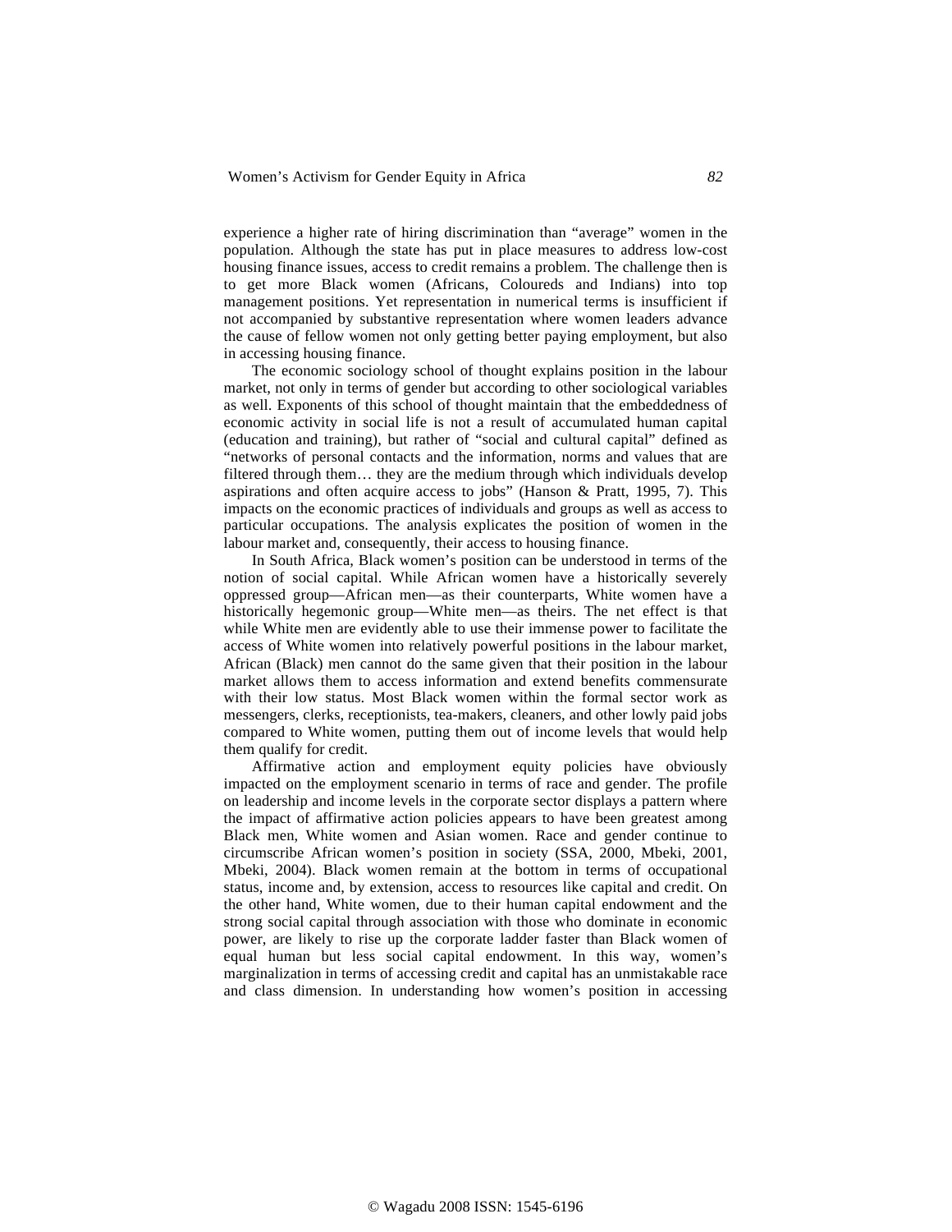experience a higher rate of hiring discrimination than "average" women in the population. Although the state has put in place measures to address low-cost housing finance issues, access to credit remains a problem. The challenge then is to get more Black women (Africans, Coloureds and Indians) into top management positions. Yet representation in numerical terms is insufficient if not accompanied by substantive representation where women leaders advance the cause of fellow women not only getting better paying employment, but also in accessing housing finance.

The economic sociology school of thought explains position in the labour market, not only in terms of gender but according to other sociological variables as well. Exponents of this school of thought maintain that the embeddedness of economic activity in social life is not a result of accumulated human capital (education and training), but rather of "social and cultural capital" defined as "networks of personal contacts and the information, norms and values that are filtered through them… they are the medium through which individuals develop aspirations and often acquire access to jobs" (Hanson & Pratt, 1995, 7). This impacts on the economic practices of individuals and groups as well as access to particular occupations. The analysis explicates the position of women in the labour market and, consequently, their access to housing finance.

In South Africa, Black women's position can be understood in terms of the notion of social capital. While African women have a historically severely oppressed group—African men—as their counterparts, White women have a historically hegemonic group—White men—as theirs. The net effect is that while White men are evidently able to use their immense power to facilitate the access of White women into relatively powerful positions in the labour market, African (Black) men cannot do the same given that their position in the labour market allows them to access information and extend benefits commensurate with their low status. Most Black women within the formal sector work as messengers, clerks, receptionists, tea-makers, cleaners, and other lowly paid jobs compared to White women, putting them out of income levels that would help them qualify for credit.

Affirmative action and employment equity policies have obviously impacted on the employment scenario in terms of race and gender. The profile on leadership and income levels in the corporate sector displays a pattern where the impact of affirmative action policies appears to have been greatest among Black men, White women and Asian women. Race and gender continue to circumscribe African women's position in society (SSA, 2000, Mbeki, 2001, Mbeki, 2004). Black women remain at the bottom in terms of occupational status, income and, by extension, access to resources like capital and credit. On the other hand, White women, due to their human capital endowment and the strong social capital through association with those who dominate in economic power, are likely to rise up the corporate ladder faster than Black women of equal human but less social capital endowment. In this way, women's marginalization in terms of accessing credit and capital has an unmistakable race and class dimension. In understanding how women's position in accessing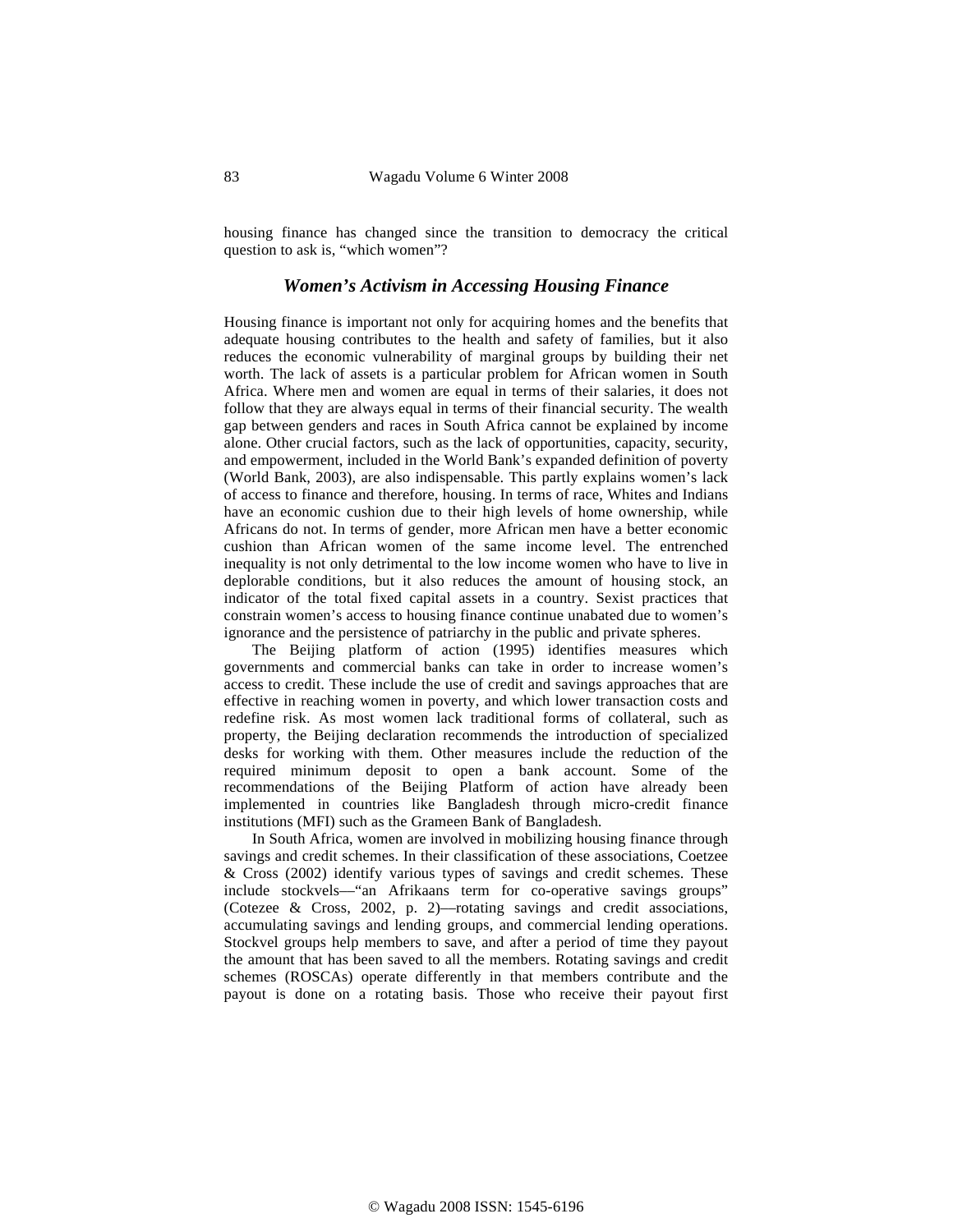housing finance has changed since the transition to democracy the critical question to ask is, "which women"?

### *Women's Activism in Accessing Housing Finance*

Housing finance is important not only for acquiring homes and the benefits that adequate housing contributes to the health and safety of families, but it also reduces the economic vulnerability of marginal groups by building their net worth. The lack of assets is a particular problem for African women in South Africa. Where men and women are equal in terms of their salaries, it does not follow that they are always equal in terms of their financial security. The wealth gap between genders and races in South Africa cannot be explained by income alone. Other crucial factors, such as the lack of opportunities, capacity, security, and empowerment, included in the World Bank's expanded definition of poverty (World Bank, 2003), are also indispensable. This partly explains women's lack of access to finance and therefore, housing. In terms of race, Whites and Indians have an economic cushion due to their high levels of home ownership, while Africans do not. In terms of gender, more African men have a better economic cushion than African women of the same income level. The entrenched inequality is not only detrimental to the low income women who have to live in deplorable conditions, but it also reduces the amount of housing stock, an indicator of the total fixed capital assets in a country. Sexist practices that constrain women's access to housing finance continue unabated due to women's ignorance and the persistence of patriarchy in the public and private spheres.

The Beijing platform of action (1995) identifies measures which governments and commercial banks can take in order to increase women's access to credit. These include the use of credit and savings approaches that are effective in reaching women in poverty, and which lower transaction costs and redefine risk. As most women lack traditional forms of collateral, such as property, the Beijing declaration recommends the introduction of specialized desks for working with them. Other measures include the reduction of the required minimum deposit to open a bank account. Some of the recommendations of the Beijing Platform of action have already been implemented in countries like Bangladesh through micro-credit finance institutions (MFI) such as the Grameen Bank of Bangladesh.

In South Africa, women are involved in mobilizing housing finance through savings and credit schemes. In their classification of these associations, Coetzee & Cross (2002) identify various types of savings and credit schemes. These include stockvels—"an Afrikaans term for co-operative savings groups" (Cotezee & Cross, 2002, p. 2)—rotating savings and credit associations, accumulating savings and lending groups, and commercial lending operations. Stockvel groups help members to save, and after a period of time they payout the amount that has been saved to all the members. Rotating savings and credit schemes (ROSCAs) operate differently in that members contribute and the payout is done on a rotating basis. Those who receive their payout first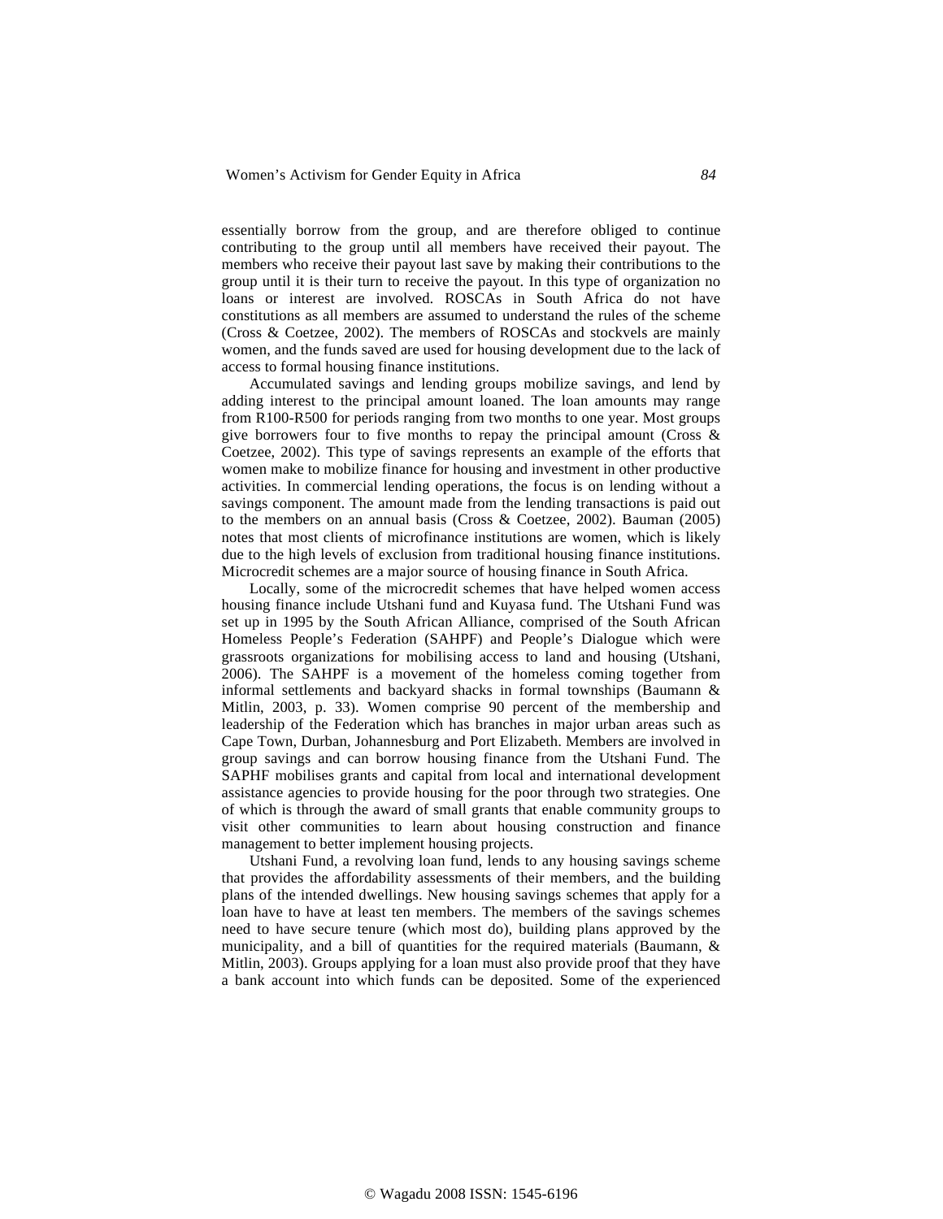essentially borrow from the group, and are therefore obliged to continue contributing to the group until all members have received their payout. The members who receive their payout last save by making their contributions to the group until it is their turn to receive the payout. In this type of organization no loans or interest are involved. ROSCAs in South Africa do not have constitutions as all members are assumed to understand the rules of the scheme (Cross & Coetzee, 2002). The members of ROSCAs and stockvels are mainly women, and the funds saved are used for housing development due to the lack of access to formal housing finance institutions.

Accumulated savings and lending groups mobilize savings, and lend by adding interest to the principal amount loaned. The loan amounts may range from R100-R500 for periods ranging from two months to one year. Most groups give borrowers four to five months to repay the principal amount (Cross & Coetzee, 2002). This type of savings represents an example of the efforts that women make to mobilize finance for housing and investment in other productive activities. In commercial lending operations, the focus is on lending without a savings component. The amount made from the lending transactions is paid out to the members on an annual basis (Cross & Coetzee, 2002). Bauman (2005) notes that most clients of microfinance institutions are women, which is likely due to the high levels of exclusion from traditional housing finance institutions. Microcredit schemes are a major source of housing finance in South Africa.

Locally, some of the microcredit schemes that have helped women access housing finance include Utshani fund and Kuyasa fund. The Utshani Fund was set up in 1995 by the South African Alliance, comprised of the South African Homeless People's Federation (SAHPF) and People's Dialogue which were grassroots organizations for mobilising access to land and housing (Utshani, 2006). The SAHPF is a movement of the homeless coming together from informal settlements and backyard shacks in formal townships (Baumann & Mitlin, 2003, p. 33). Women comprise 90 percent of the membership and leadership of the Federation which has branches in major urban areas such as Cape Town, Durban, Johannesburg and Port Elizabeth. Members are involved in group savings and can borrow housing finance from the Utshani Fund. The SAPHF mobilises grants and capital from local and international development assistance agencies to provide housing for the poor through two strategies. One of which is through the award of small grants that enable community groups to visit other communities to learn about housing construction and finance management to better implement housing projects.

Utshani Fund, a revolving loan fund, lends to any housing savings scheme that provides the affordability assessments of their members, and the building plans of the intended dwellings. New housing savings schemes that apply for a loan have to have at least ten members. The members of the savings schemes need to have secure tenure (which most do), building plans approved by the municipality, and a bill of quantities for the required materials (Baumann, & Mitlin, 2003). Groups applying for a loan must also provide proof that they have a bank account into which funds can be deposited. Some of the experienced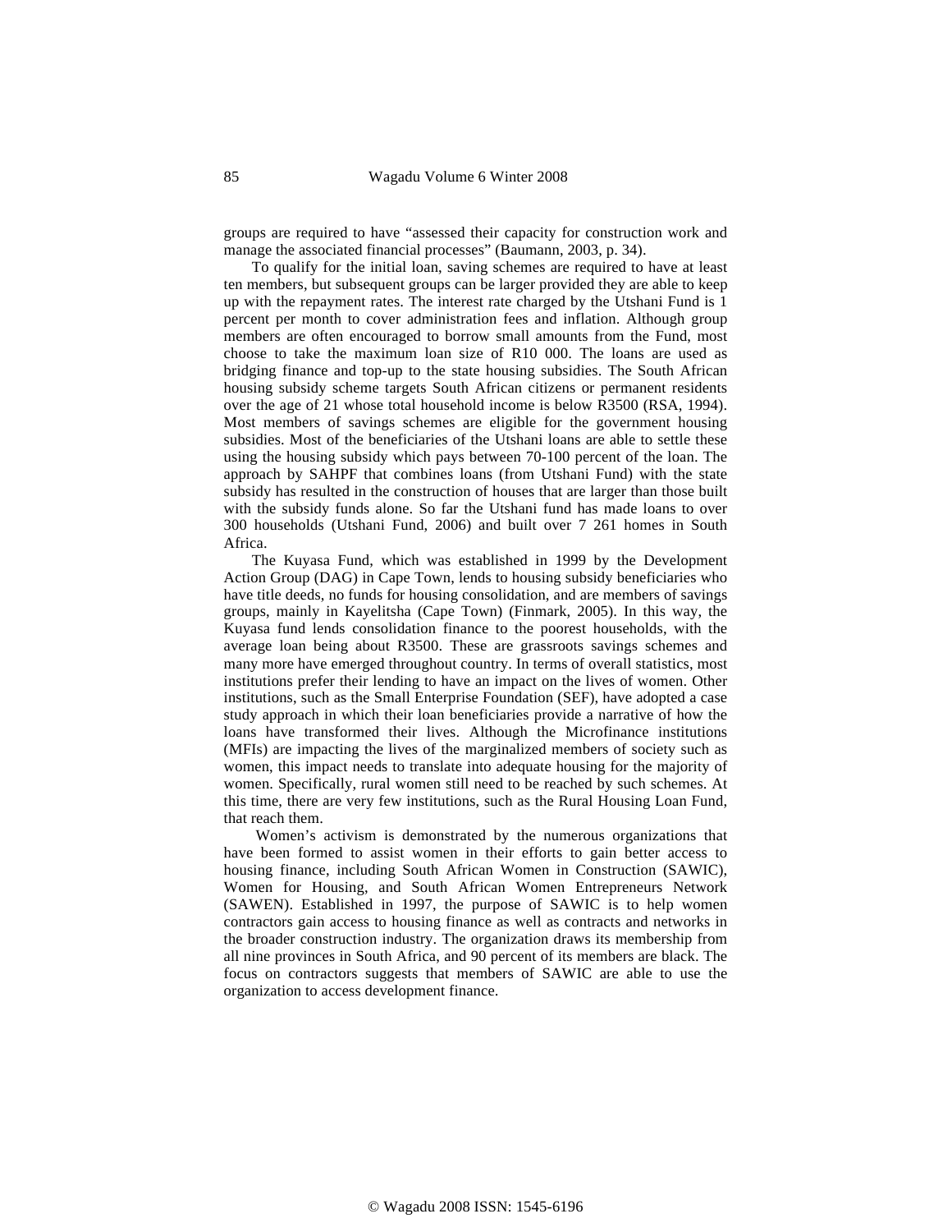groups are required to have "assessed their capacity for construction work and manage the associated financial processes" (Baumann, 2003, p. 34).

To qualify for the initial loan, saving schemes are required to have at least ten members, but subsequent groups can be larger provided they are able to keep up with the repayment rates. The interest rate charged by the Utshani Fund is 1 percent per month to cover administration fees and inflation. Although group members are often encouraged to borrow small amounts from the Fund, most choose to take the maximum loan size of R10 000. The loans are used as bridging finance and top-up to the state housing subsidies. The South African housing subsidy scheme targets South African citizens or permanent residents over the age of 21 whose total household income is below R3500 (RSA, 1994). Most members of savings schemes are eligible for the government housing subsidies. Most of the beneficiaries of the Utshani loans are able to settle these using the housing subsidy which pays between 70-100 percent of the loan. The approach by SAHPF that combines loans (from Utshani Fund) with the state subsidy has resulted in the construction of houses that are larger than those built with the subsidy funds alone. So far the Utshani fund has made loans to over 300 households (Utshani Fund, 2006) and built over 7 261 homes in South Africa.

The Kuyasa Fund, which was established in 1999 by the Development Action Group (DAG) in Cape Town, lends to housing subsidy beneficiaries who have title deeds, no funds for housing consolidation, and are members of savings groups, mainly in Kayelitsha (Cape Town) (Finmark, 2005). In this way, the Kuyasa fund lends consolidation finance to the poorest households, with the average loan being about R3500. These are grassroots savings schemes and many more have emerged throughout country. In terms of overall statistics, most institutions prefer their lending to have an impact on the lives of women. Other institutions, such as the Small Enterprise Foundation (SEF), have adopted a case study approach in which their loan beneficiaries provide a narrative of how the loans have transformed their lives. Although the Microfinance institutions (MFIs) are impacting the lives of the marginalized members of society such as women, this impact needs to translate into adequate housing for the majority of women. Specifically, rural women still need to be reached by such schemes. At this time, there are very few institutions, such as the Rural Housing Loan Fund, that reach them.

Women's activism is demonstrated by the numerous organizations that have been formed to assist women in their efforts to gain better access to housing finance, including South African Women in Construction (SAWIC), Women for Housing, and South African Women Entrepreneurs Network (SAWEN). Established in 1997, the purpose of SAWIC is to help women contractors gain access to housing finance as well as contracts and networks in the broader construction industry. The organization draws its membership from all nine provinces in South Africa, and 90 percent of its members are black. The focus on contractors suggests that members of SAWIC are able to use the organization to access development finance.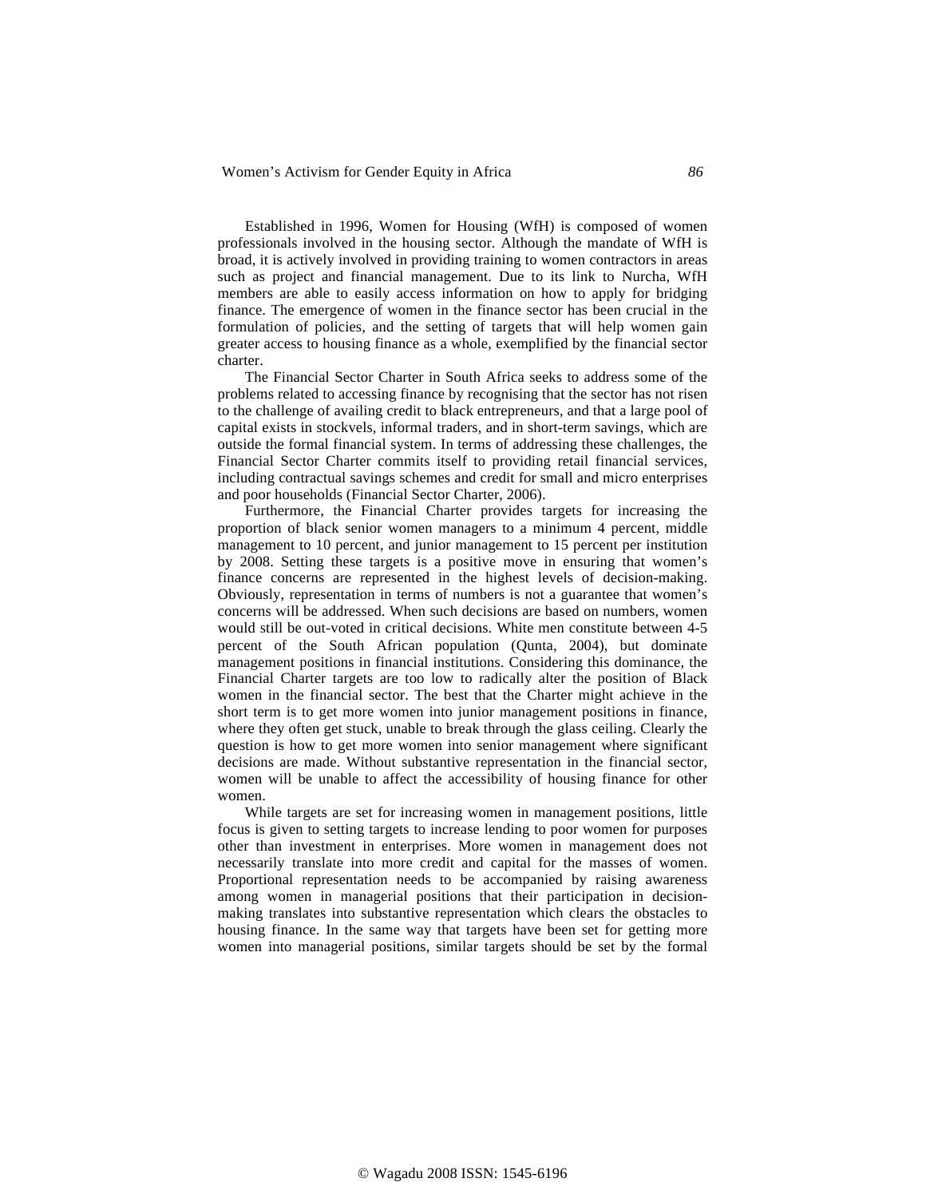Established in 1996, Women for Housing (WfH) is composed of women professionals involved in the housing sector. Although the mandate of WfH is broad, it is actively involved in providing training to women contractors in areas such as project and financial management. Due to its link to Nurcha, WfH members are able to easily access information on how to apply for bridging finance. The emergence of women in the finance sector has been crucial in the formulation of policies, and the setting of targets that will help women gain greater access to housing finance as a whole, exemplified by the financial sector charter.

The Financial Sector Charter in South Africa seeks to address some of the problems related to accessing finance by recognising that the sector has not risen to the challenge of availing credit to black entrepreneurs, and that a large pool of capital exists in stockvels, informal traders, and in short-term savings, which are outside the formal financial system. In terms of addressing these challenges, the Financial Sector Charter commits itself to providing retail financial services, including contractual savings schemes and credit for small and micro enterprises and poor households (Financial Sector Charter, 2006).

Furthermore, the Financial Charter provides targets for increasing the proportion of black senior women managers to a minimum 4 percent, middle management to 10 percent, and junior management to 15 percent per institution by 2008. Setting these targets is a positive move in ensuring that women's finance concerns are represented in the highest levels of decision-making. Obviously, representation in terms of numbers is not a guarantee that women's concerns will be addressed. When such decisions are based on numbers, women would still be out-voted in critical decisions. White men constitute between 4-5 percent of the South African population (Qunta, 2004), but dominate management positions in financial institutions. Considering this dominance, the Financial Charter targets are too low to radically alter the position of Black women in the financial sector. The best that the Charter might achieve in the short term is to get more women into junior management positions in finance, where they often get stuck, unable to break through the glass ceiling. Clearly the question is how to get more women into senior management where significant decisions are made. Without substantive representation in the financial sector, women will be unable to affect the accessibility of housing finance for other women.

While targets are set for increasing women in management positions, little focus is given to setting targets to increase lending to poor women for purposes other than investment in enterprises. More women in management does not necessarily translate into more credit and capital for the masses of women. Proportional representation needs to be accompanied by raising awareness among women in managerial positions that their participation in decision-making translates into substantive representation which clears the obstacles to housing finance. In the same way that targets have been set for getting more women into managerial positions, similar targets should be set by the formal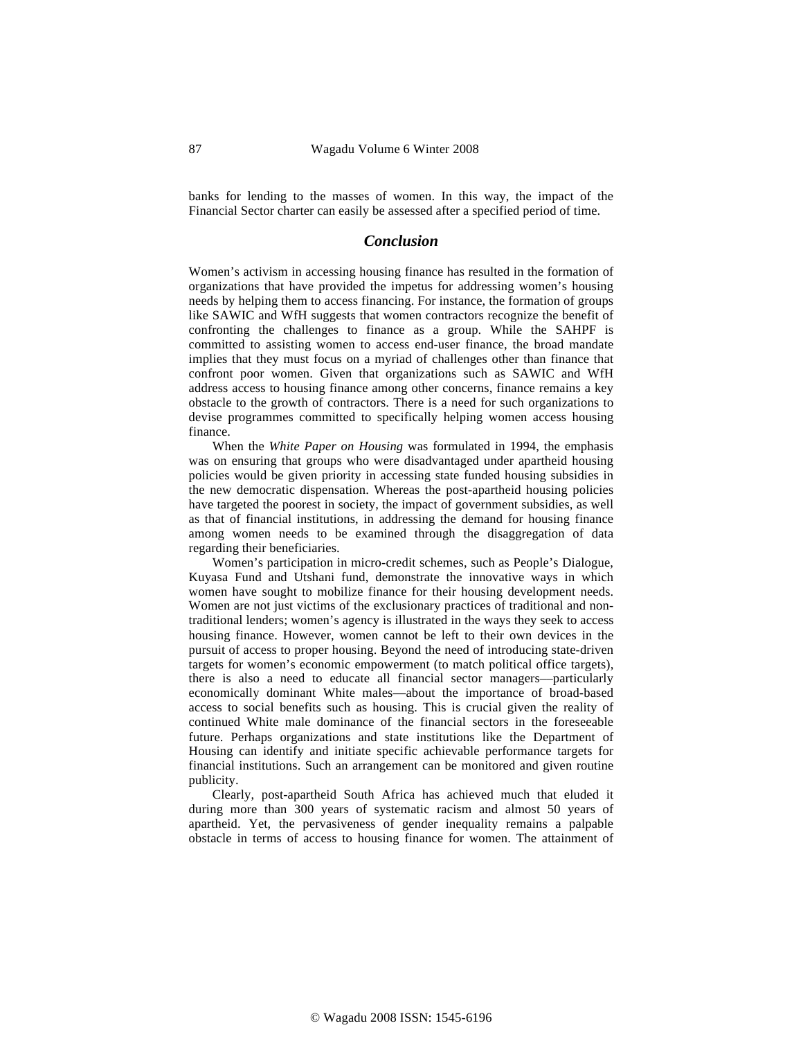banks for lending to the masses of women. In this way, the impact of the Financial Sector charter can easily be assessed after a specified period of time.

## *Conclusion*

Women's activism in accessing housing finance has resulted in the formation of organizations that have provided the impetus for addressing women's housing needs by helping them to access financing. For instance, the formation of groups like SAWIC and WfH suggests that women contractors recognize the benefit of confronting the challenges to finance as a group. While the SAHPF is committed to assisting women to access end-user finance, the broad mandate implies that they must focus on a myriad of challenges other than finance that confront poor women. Given that organizations such as SAWIC and WfH address access to housing finance among other concerns, finance remains a key obstacle to the growth of contractors. There is a need for such organizations to devise programmes committed to specifically helping women access housing finance.

When the *White Paper on Housing* was formulated in 1994, the emphasis was on ensuring that groups who were disadvantaged under apartheid housing policies would be given priority in accessing state funded housing subsidies in the new democratic dispensation. Whereas the post-apartheid housing policies have targeted the poorest in society, the impact of government subsidies, as well as that of financial institutions, in addressing the demand for housing finance among women needs to be examined through the disaggregation of data regarding their beneficiaries.

Women's participation in micro-credit schemes, such as People's Dialogue, Kuyasa Fund and Utshani fund, demonstrate the innovative ways in which women have sought to mobilize finance for their housing development needs. Women are not just victims of the exclusionary practices of traditional and non-traditional lenders; women's agency is illustrated in the ways they seek to access housing finance. However, women cannot be left to their own devices in the pursuit of access to proper housing. Beyond the need of introducing state-driven targets for women's economic empowerment (to match political office targets), there is also a need to educate all financial sector managers—particularly economically dominant White males—about the importance of broad-based access to social benefits such as housing. This is crucial given the reality of continued White male dominance of the financial sectors in the foreseeable future. Perhaps organizations and state institutions like the Department of Housing can identify and initiate specific achievable performance targets for financial institutions. Such an arrangement can be monitored and given routine publicity.

Clearly, post-apartheid South Africa has achieved much that eluded it during more than 300 years of systematic racism and almost 50 years of apartheid. Yet, the pervasiveness of gender inequality remains a palpable obstacle in terms of access to housing finance for women. The attainment of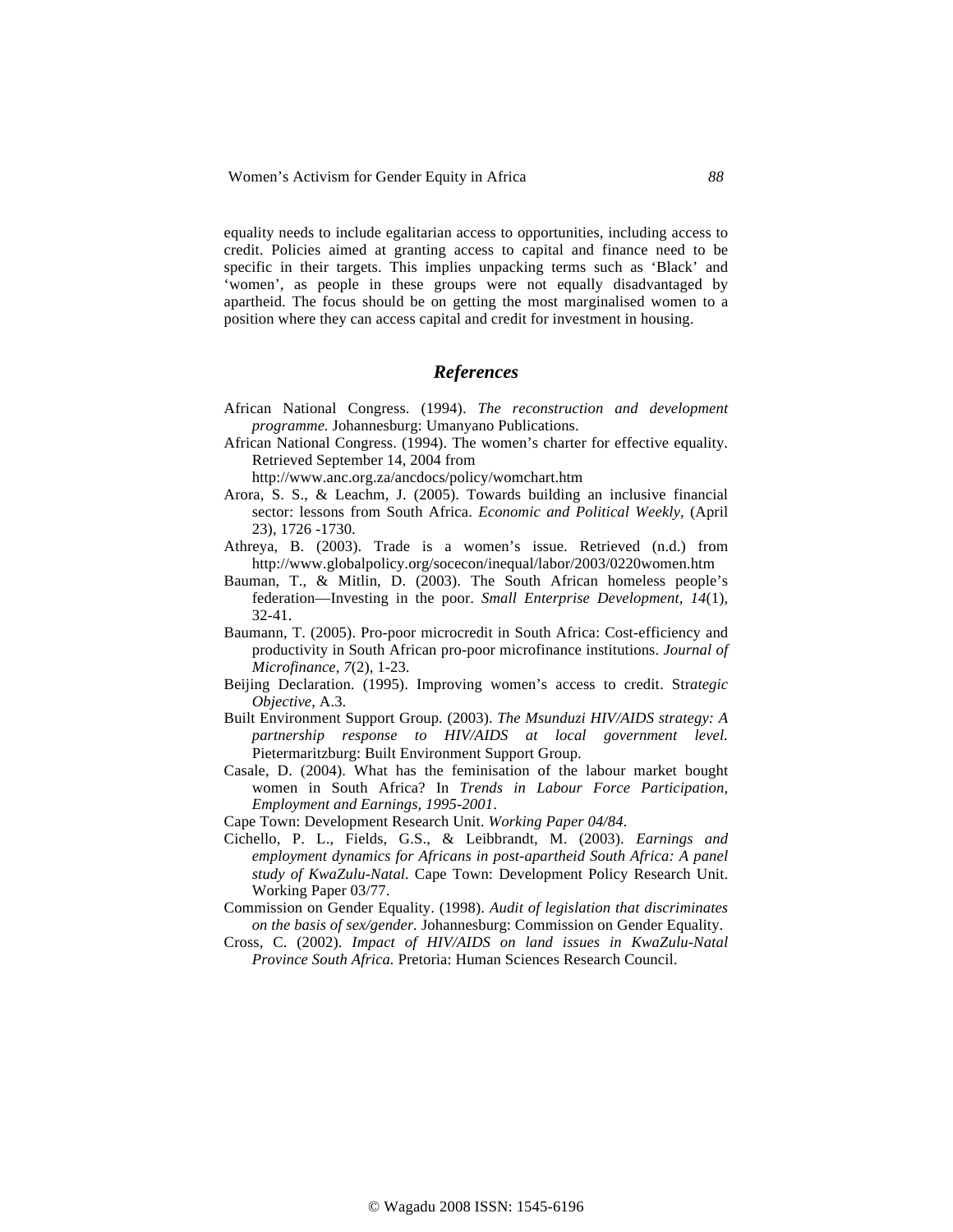equality needs to include egalitarian access to opportunities, including access to credit. Policies aimed at granting access to capital and finance need to be specific in their targets. This implies unpacking terms such as 'Black' and 'women', as people in these groups were not equally disadvantaged by apartheid. The focus should be on getting the most marginalised women to a position where they can access capital and credit for investment in housing.

## *References*

African National Congress. (1994). *The reconstruction and development programme.* Johannesburg: Umanyano Publications.

African National Congress. (1994). The women's charter for effective equality. Retrieved September 14, 2004 from http://www.anc.org.za/ancdocs/policy/womchart.htm

Arora, S. S., & Leachm, J. (2005). Towards building an inclusive financial sector: lessons from South Africa. *Economic and Political Weekly*, (April 23), 1726 -1730.

Athreya, B. (2003). Trade is a women's issue. Retrieved (n.d.) from http://www.globalpolicy.org/socecon/inequal/labor/2003/0220women.htm

Bauman, T., & Mitlin, D. (2003). The South African homeless people's federation—Investing in the poor. *Small Enterprise Development, 14*(1), 32-41.

Baumann, T. (2005). Pro-poor microcredit in South Africa: Cost-efficiency and productivity in South African pro-poor microfinance institutions. *Journal of Microfinance*, *7*(2), 1-23.

Beijing Declaration. (1995). Improving women's access to credit. Str*ategic Objective*, A.3.

Built Environment Support Group. (2003). *The Msunduzi HIV/AIDS strategy: A partnership response to HIV/AIDS at local government level.* Pietermaritzburg: Built Environment Support Group.

Casale, D. (2004). What has the feminisation of the labour market bought women in South Africa? In *Trends in Labour Force Participation, Employment and Earnings, 1995-2001*.

Cape Town: Development Research Unit. *Working Paper 04/84*.

Cichello, P. L., Fields, G.S., & Leibbrandt, M. (2003). *Earnings and employment dynamics for Africans in post-apartheid South Africa: A panel study of KwaZulu-Natal.* Cape Town: Development Policy Research Unit. Working Paper 03/77.

Commission on Gender Equality. (1998). *Audit of legislation that discriminates on the basis of sex/gender.* Johannesburg: Commission on Gender Equality.

Cross, C. (2002). *Impact of HIV/AIDS on land issues in KwaZulu-Natal Province South Africa.* Pretoria: Human Sciences Research Council.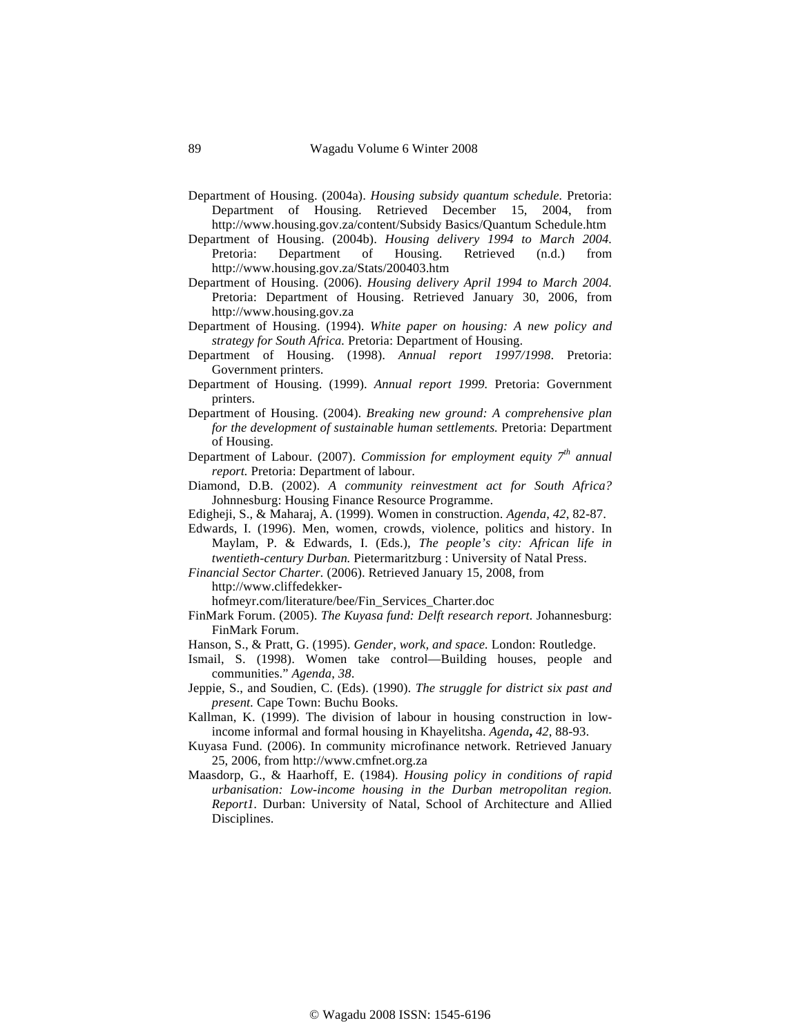Department of Housing. (2004a). *Housing subsidy quantum schedule.* Pretoria: Department of Housing. Retrieved December 15, 2004, from http://www.housing.gov.za/content/Subsidy Basics/Quantum Schedule.htm

Department of Housing. (2004b). *Housing delivery 1994 to March 2004.* Pretoria: Department of Housing. Retrieved (n.d.) from http://www.housing.gov.za/Stats/200403.htm

Department of Housing. (2006). *Housing delivery April 1994 to March 2004.* Pretoria: Department of Housing. Retrieved January 30, 2006, from http://www.housing.gov.za

Department of Housing. (1994). *White paper on housing: A new policy and strategy for South Africa.* Pretoria: Department of Housing.

Department of Housing. (1998). *Annual report 1997/1998*. Pretoria: Government printers.

Department of Housing. (1999). *Annual report 1999.* Pretoria: Government printers.

Department of Housing. (2004). *Breaking new ground: A comprehensive plan for the development of sustainable human settlements.* Pretoria: Department of Housing.

Department of Labour. (2007). *Commission for employment equity 7th annual report.* Pretoria: Department of labour.

Diamond, D.B. (2002). *A community reinvestment act for South Africa?* Johnnesburg: Housing Finance Resource Programme.

Edigheji, S., & Maharaj, A. (1999). Women in construction. *Agenda*, *42*, 82-87.

Edwards, I. (1996). Men, women, crowds, violence, politics and history. In Maylam, P. & Edwards, I. (Eds.), *The people's city: African life in twentieth-century Durban.* Pietermaritzburg : University of Natal Press.

*Financial Sector Charter*. (2006). Retrieved January 15, 2008, from http://www.cliffedekker-hofmeyr.com/literature/bee/Fin_Services_Charter.doc

FinMark Forum. (2005). *The Kuyasa fund: Delft research report.* Johannesburg: FinMark Forum.

Hanson, S., & Pratt, G. (1995). *Gender, work, and space.* London: Routledge.

Ismail, S. (1998). Women take control—Building houses, people and communities." *Agenda*, *38*.

Jeppie, S., and Soudien, C. (Eds). (1990). *The struggle for district six past and present.* Cape Town: Buchu Books.

Kallman, K. (1999). The division of labour in housing construction in low-income informal and formal housing in Khayelitsha. *Agenda***,** *42*, 88-93.

Kuyasa Fund. (2006). In community microfinance network. Retrieved January 25, 2006, from http://www.cmfnet.org.za

Maasdorp, G., & Haarhoff, E. (1984). *Housing policy in conditions of rapid urbanisation: Low-income housing in the Durban metropolitan region. Report1*. Durban: University of Natal, School of Architecture and Allied Disciplines.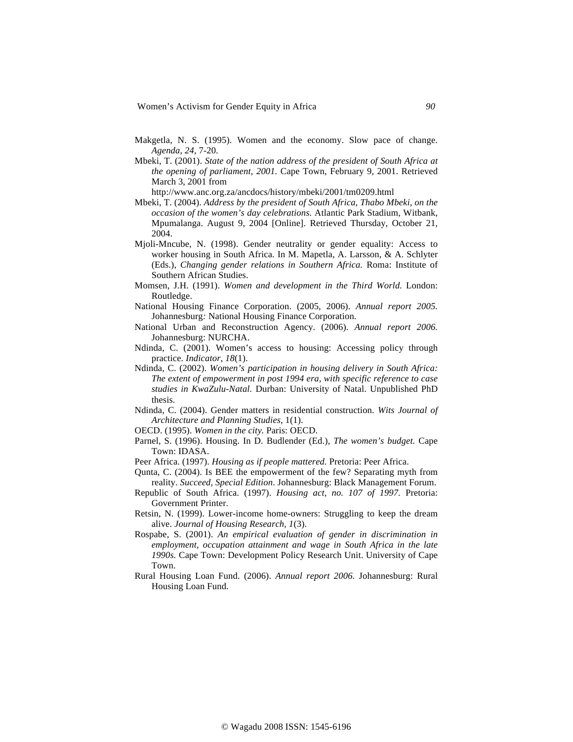Makgetla, N. S. (1995). Women and the economy. Slow pace of change. *Agenda, 24*, 7-20.

Mbeki, T. (2001). *State of the nation address of the president of South Africa at the opening of parliament, 2001.* Cape Town, February 9, 2001. Retrieved March 3, 2001 from http://www.anc.org.za/ancdocs/history/mbeki/2001/tm0209.html

Mbeki, T. (2004). *Address by the president of South Africa, Thabo Mbeki, on the occasion of the women's day celebrations.* Atlantic Park Stadium, Witbank, Mpumalanga. August 9, 2004 [Online]. Retrieved Thursday, October 21, 2004.

Mjoli-Mncube, N. (1998). Gender neutrality or gender equality: Access to worker housing in South Africa. In M. Mapetla, A. Larsson, & A. Schlyter (Eds.), *Changing gender relations in Southern Africa.* Roma: Institute of Southern African Studies.

Momsen, J.H. (1991). *Women and development in the Third World.* London: Routledge.

National Housing Finance Corporation. (2005, 2006). *Annual report 2005.* Johannesburg*:* National Housing Finance Corporation.

National Urban and Reconstruction Agency. (2006). *Annual report 2006.* Johannesburg: NURCHA.

Ndinda, C. (2001). Women's access to housing: Accessing policy through practice. *Indicator, 18*(1).

Ndinda, C. (2002). *Women's participation in housing delivery in South Africa: The extent of empowerment in post 1994 era, with specific reference to case studies in KwaZulu-Natal.* Durban: University of Natal. Unpublished PhD thesis.

Ndinda, C. (2004). Gender matters in residential construction. *Wits Journal of Architecture and Planning Studies*, 1(1).

OECD. (1995). *Women in the city.* Paris: OECD.

Parnel, S. (1996). Housing. In D. Budlender (Ed.), *The women's budget.* Cape Town: IDASA.

Peer Africa. (1997). *Housing as if people mattered.* Pretoria: Peer Africa.

Qunta, C. (2004). Is BEE the empowerment of the few? Separating myth from reality. *Succeed, Special Edition*. Johannesburg: Black Management Forum.

Republic of South Africa. (1997). *Housing act, no. 107 of 1997.* Pretoria: Government Printer.

Retsin, N. (1999). Lower-income home-owners: Struggling to keep the dream alive. *Journal of Housing Research, 1*(3).

Rospabe, S. (2001). *An empirical evaluation of gender in discrimination in employment, occupation attainment and wage in South Africa in the late 1990s.* Cape Town: Development Policy Research Unit. University of Cape Town.

Rural Housing Loan Fund. (2006). *Annual report 2006.* Johannesburg: Rural Housing Loan Fund.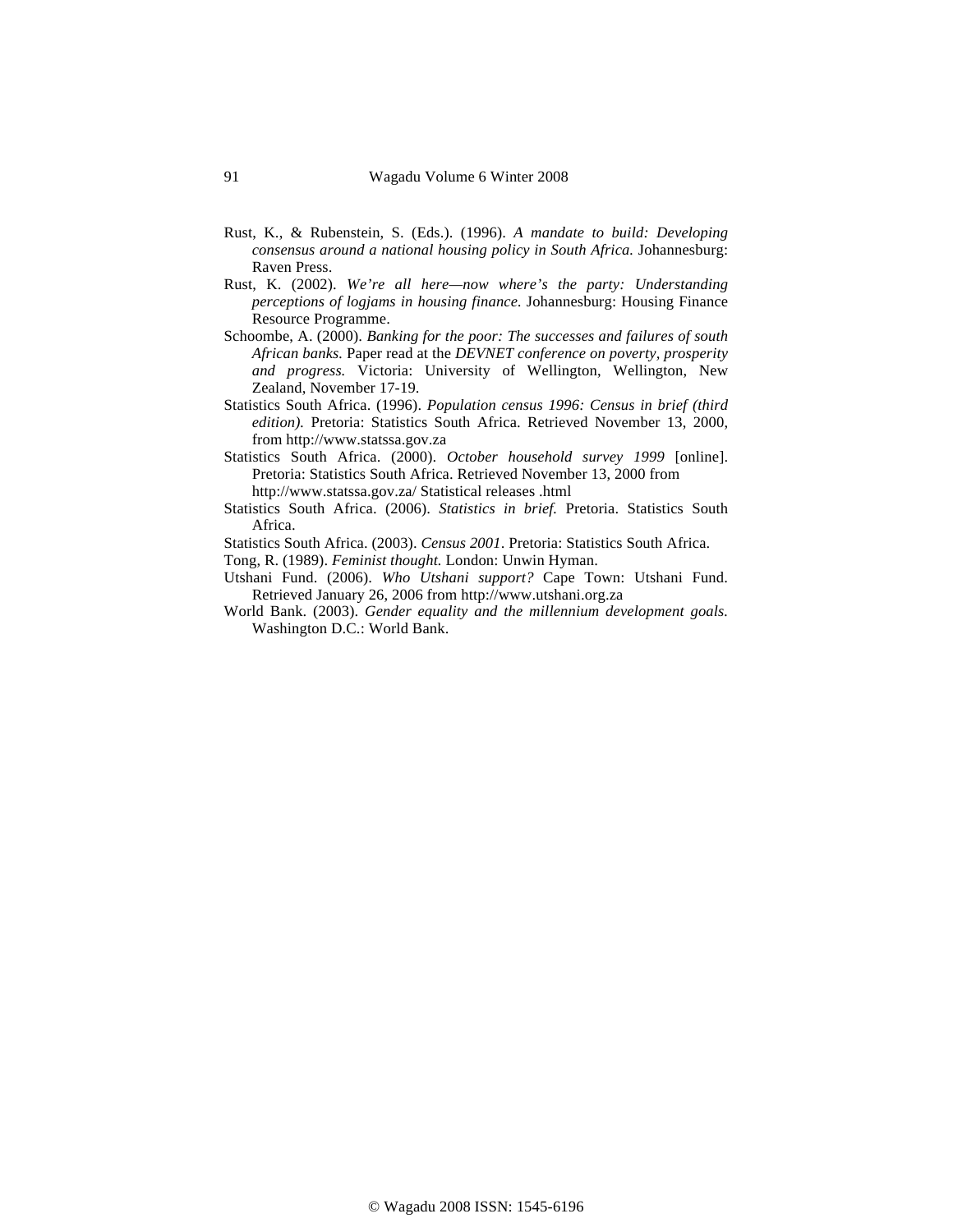Rust, K., & Rubenstein, S. (Eds.). (1996). *A mandate to build: Developing consensus around a national housing policy in South Africa.* Johannesburg: Raven Press.

Rust, K. (2002). *We're all here—now where's the party: Understanding perceptions of logjams in housing finance.* Johannesburg: Housing Finance Resource Programme.

Schoombe, A. (2000). *Banking for the poor: The successes and failures of south African banks.* Paper read at the *DEVNET conference on poverty, prosperity and progress.* Victoria: University of Wellington, Wellington, New Zealand, November 17-19.

Statistics South Africa. (1996). *Population census 1996: Census in brief (third edition).* Pretoria: Statistics South Africa. Retrieved November 13, 2000, from http://www.statssa.gov.za

Statistics South Africa. (2000). *October household survey 1999* [online]. Pretoria: Statistics South Africa. Retrieved November 13, 2000 from http://www.statssa.gov.za/ Statistical releases .html

Statistics South Africa. (2006). *Statistics in brief.* Pretoria. Statistics South Africa.

Statistics South Africa. (2003). *Census 2001*. Pretoria: Statistics South Africa.

Tong, R. (1989). *Feminist thought.* London: Unwin Hyman.

Utshani Fund. (2006). *Who Utshani support?* Cape Town: Utshani Fund. Retrieved January 26, 2006 from http://www.utshani.org.za

World Bank. (2003). *Gender equality and the millennium development goals.* Washington D.C.: World Bank.